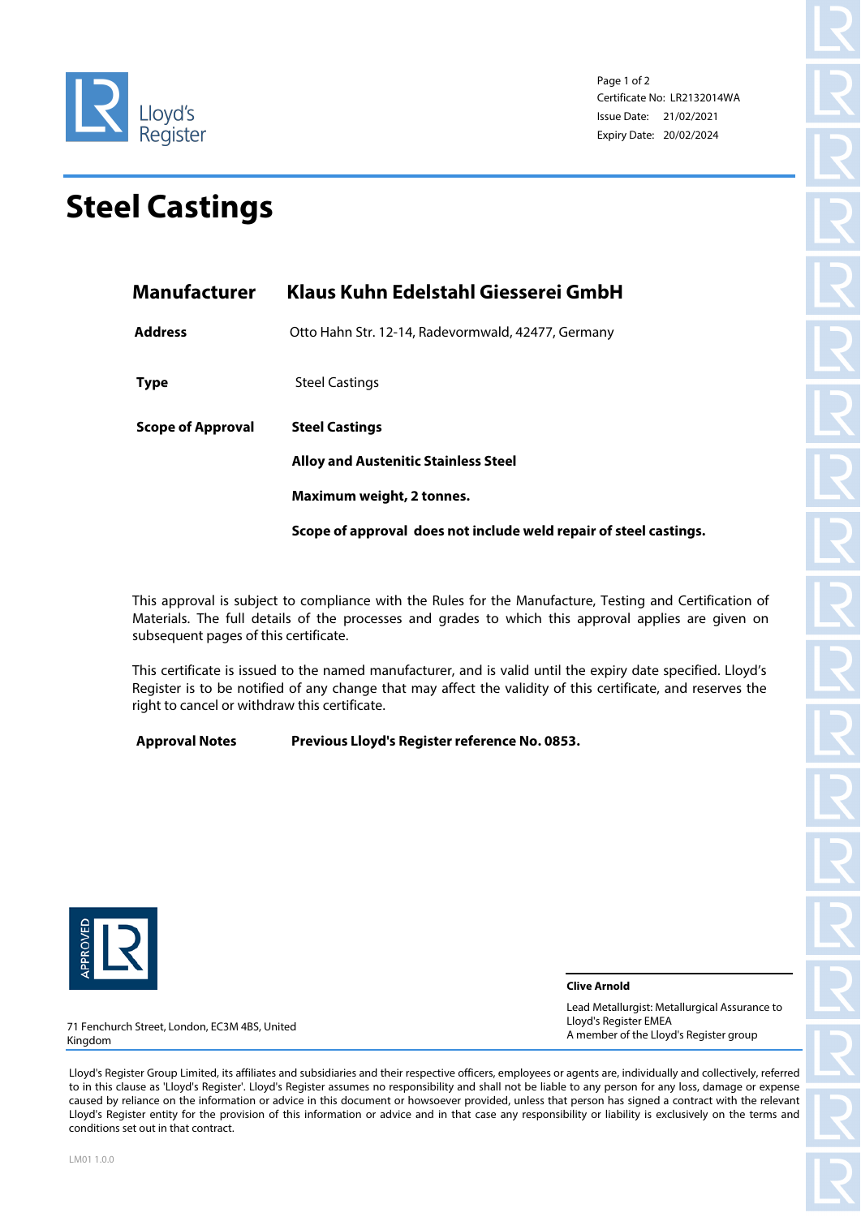Lloyd's Register

Certificate No: LR2132014WA
Issue Date: 21/02/2021
Expiry Date: 20/02/2024

# Steel Castings

| | |
|---|---|
| **Manufacturer** | **Klaus Kuhn Edelstahl Giesserei GmbH** |
| **Address** | Otto Hahn Str. 12-14, Radevormwald, 42477, Germany |
| **Type** | Steel Castings |
| **Scope of Approval** | **Steel Castings** |
| | **Alloy and Austenitic Stainless Steel** |
| | **Maximum weight, 2 tonnes.** |
| | **Scope of approval does not include weld repair of steel castings.** |

This approval is subject to compliance with the Rules for the Manufacture, Testing and Certification of Materials. The full details of the processes and grades to which this approval applies are given on subsequent pages of this certificate.

This certificate is issued to the named manufacturer, and is valid until the expiry date specified. Lloyd's Register is to be notified of any change that may affect the validity of this certificate, and reserves the right to cancel or withdraw this certificate.

**Approval Notes** **Previous Lloyd's Register reference No. 0853.**

APPROVED LR

**Clive Arnold**

Lead Metallurgist: Metallurgical Assurance to Lloyd's Register EMEA
A member of the Lloyd's Register group

71 Fenchurch Street, London, EC3M 4BS, United Kingdom

Lloyd's Register Group Limited, its affiliates and subsidiaries and their respective officers, employees or agents are, individually and collectively, referred to in this clause as 'Lloyd's Register'. Lloyd's Register assumes no responsibility and shall not be liable to any person for any loss, damage or expense caused by reliance on the information or advice in this document or howsoever provided, unless that person has signed a contract with the relevant Lloyd's Register entity for the provision of this information or advice and in that case any responsibility or liability is exclusively on the terms and conditions set out in that contract.

LM01 1.0.0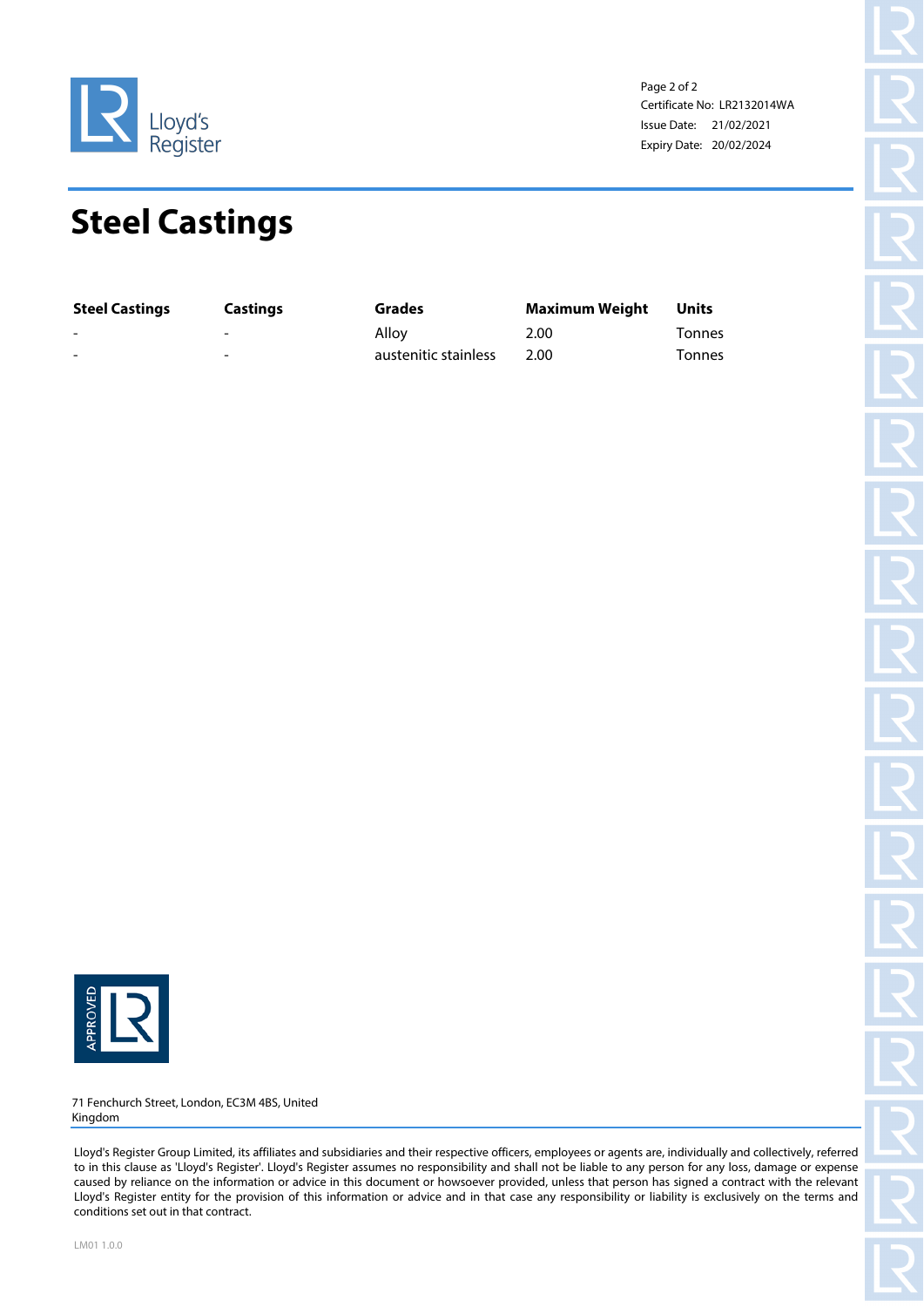Certificate No: LR2132014WA
Issue Date: 21/02/2021
Expiry Date: 20/02/2024

# Steel Castings

| Steel Castings | Castings | Grades | Maximum Weight | Units |
|---|---|---|---|---|
| - | - | Alloy | 2.00 | Tonnes |
| - | - | austenitic stainless | 2.00 | Tonnes |

71 Fenchurch Street, London, EC3M 4BS, United Kingdom

Lloyd's Register Group Limited, its affiliates and subsidiaries and their respective officers, employees or agents are, individually and collectively, referred to in this clause as 'Lloyd's Register'. Lloyd's Register assumes no responsibility and shall not be liable to any person for any loss, damage or expense caused by reliance on the information or advice in this document or howsoever provided, unless that person has signed a contract with the relevant Lloyd's Register entity for the provision of this information or advice and in that case any responsibility or liability is exclusively on the terms and conditions set out in that contract.

LM01 1.0.0